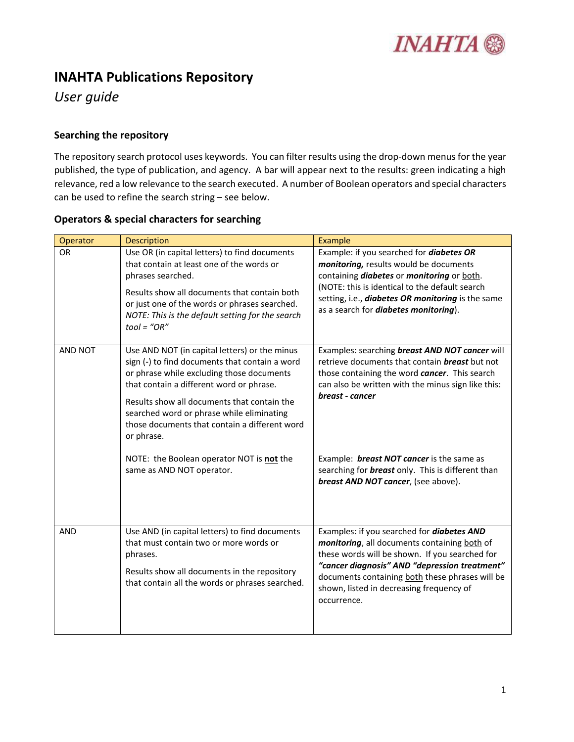# INAHTA Publications Repository

*User guide*

## Searching the repository

The repository search protocol uses keywords. You can filter results using the drop-down menus for the year published, the type of publication, and agency. A bar will appear next to the results: green indicating a high relevance, red a low relevance to the search executed. A number of Boolean operators and special characters can be used to refine the search string – see below.

## Operators & special characters for searching

| Operator | Description | Example |
|---|---|---|
| OR | Use OR (in capital letters) to find documents that contain at least one of the words or phrases searched.<br><br>Results show all documents that contain both or just one of the words or phrases searched. *NOTE: This is the default setting for the search tool = "OR"* | Example: if you searched for ***diabetes OR monitoring,*** results would be documents containing ***diabetes*** or ***monitoring*** or both. (NOTE: this is identical to the default search setting, i.e., ***diabetes OR monitoring*** is the same as a search for ***diabetes monitoring***). |
| AND NOT | Use AND NOT (in capital letters) or the minus sign (-) to find documents that contain a word or phrase while excluding those documents that contain a different word or phrase.<br><br>Results show all documents that contain the searched word or phrase while eliminating those documents that contain a different word or phrase.<br><br>NOTE: the Boolean operator NOT is **not** the same as AND NOT operator. | Examples: searching ***breast AND NOT cancer*** will retrieve documents that contain ***breast*** but not those containing the word ***cancer***. This search can also be written with the minus sign like this: ***breast - cancer***<br><br>Example: ***breast NOT cancer*** is the same as searching for ***breast*** only. This is different than ***breast AND NOT cancer***, (see above). |
| AND | Use AND (in capital letters) to find documents that must contain two or more words or phrases.<br><br>Results show all documents in the repository that contain all the words or phrases searched. | Examples: if you searched for ***diabetes AND monitoring***, all documents containing both of these words will be shown. If you searched for ***"cancer diagnosis" AND "depression treatment"*** documents containing both these phrases will be shown, listed in decreasing frequency of occurrence. |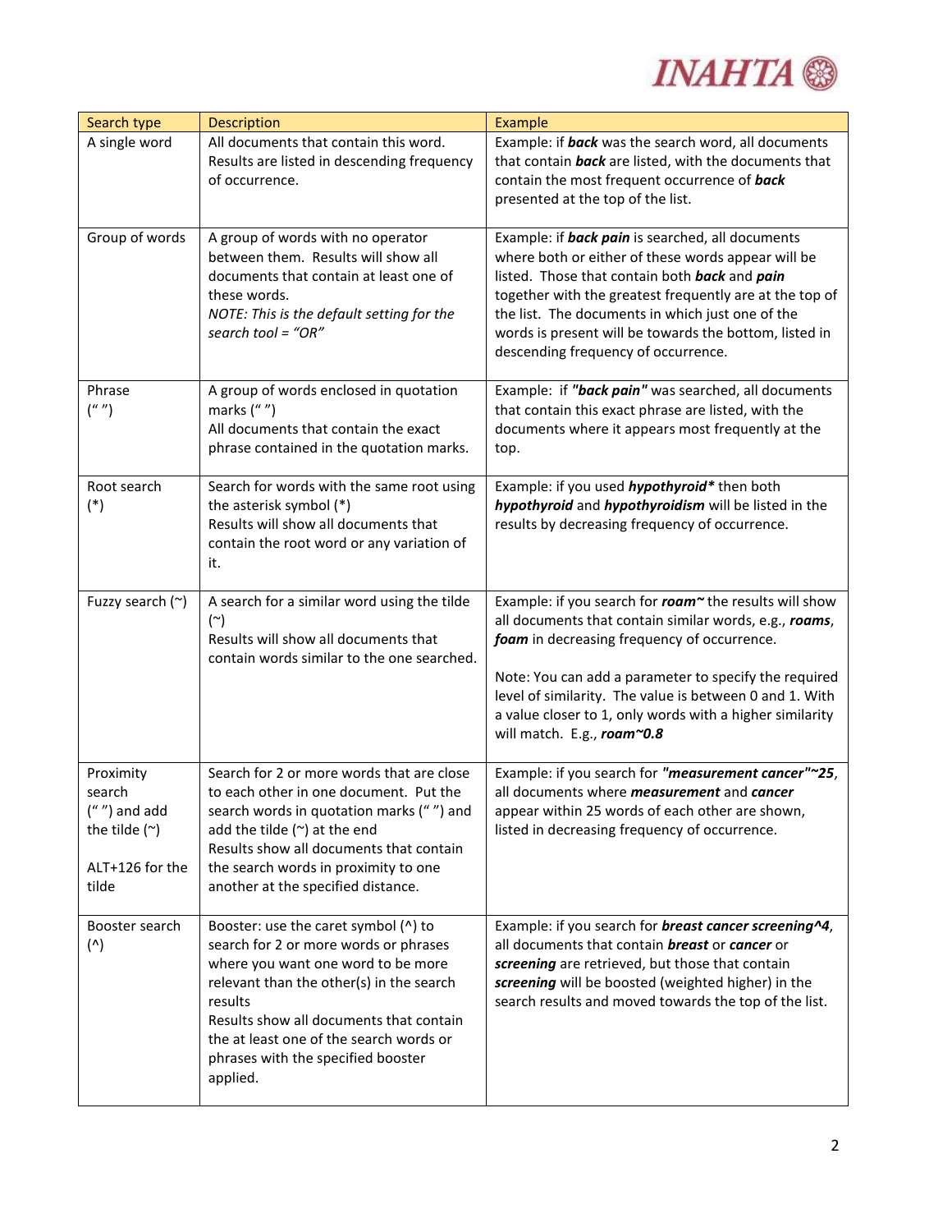| Search type | Description | Example |
|---|---|---|
| A single word | All documents that contain this word. Results are listed in descending frequency of occurrence. | Example: if ***back*** was the search word, all documents that contain ***back*** are listed, with the documents that contain the most frequent occurrence of ***back*** presented at the top of the list. |
| Group of words | A group of words with no operator between them. Results will show all documents that contain at least one of these words. *NOTE: This is the default setting for the search tool = "OR"* | Example: if ***back pain*** is searched, all documents where both or either of these words appear will be listed. Those that contain both ***back*** and ***pain*** together with the greatest frequently are at the top of the list. The documents in which just one of the words is present will be towards the bottom, listed in descending frequency of occurrence. |
| Phrase (" ") | A group of words enclosed in quotation marks (" ") All documents that contain the exact phrase contained in the quotation marks. | Example: if ***"back pain"*** was searched, all documents that contain this exact phrase are listed, with the documents where it appears most frequently at the top. |
| Root search (*) | Search for words with the same root using the asterisk symbol (*) Results will show all documents that contain the root word or any variation of it. | Example: if you used ***hypothyroid**** then both ***hypothyroid*** and ***hypothyroidism*** will be listed in the results by decreasing frequency of occurrence. |
| Fuzzy search (~) | A search for a similar word using the tilde (~) Results will show all documents that contain words similar to the one searched. | Example: if you search for ***roam~*** the results will show all documents that contain similar words, e.g., ***roams***, ***foam*** in decreasing frequency of occurrence. Note: You can add a parameter to specify the required level of similarity. The value is between 0 and 1. With a value closer to 1, only words with a higher similarity will match. E.g., ***roam~0.8*** |
| Proximity search (" ") and add the tilde (~) ALT+126 for the tilde | Search for 2 or more words that are close to each other in one document. Put the search words in quotation marks (" ") and add the tilde (~) at the end Results show all documents that contain the search words in proximity to one another at the specified distance. | Example: if you search for ***"measurement cancer"~25***, all documents where ***measurement*** and ***cancer*** appear within 25 words of each other are shown, listed in decreasing frequency of occurrence. |
| Booster search (^) | Booster: use the caret symbol (^) to search for 2 or more words or phrases where you want one word to be more relevant than the other(s) in the search results Results show all documents that contain the at least one of the search words or phrases with the specified booster applied. | Example: if you search for ***breast cancer screening^4***, all documents that contain ***breast*** or ***cancer*** or ***screening*** are retrieved, but those that contain ***screening*** will be boosted (weighted higher) in the search results and moved towards the top of the list. |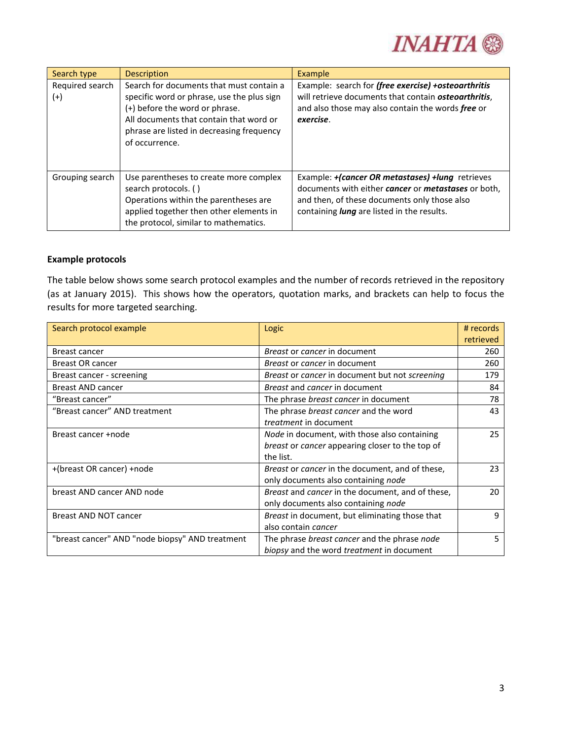| Search type | Description | Example |
| --- | --- | --- |
| Required search (+) | Search for documents that must contain a specific word or phrase, use the plus sign (+) before the word or phrase.<br>All documents that contain that word or phrase are listed in decreasing frequency of occurrence. | Example: search for ***(free exercise) +osteoarthritis*** will retrieve documents that contain ***osteoarthritis***, and also those may also contain the words ***free*** or ***exercise***. |
| Grouping search | Use parentheses to create more complex search protocols. ( )<br>Operations within the parentheses are applied together then other elements in the protocol, similar to mathematics. | Example: ***+(cancer OR metastases) +lung*** retrieves documents with either ***cancer*** or ***metastases*** or both, and then, of these documents only those also containing ***lung*** are listed in the results. |

**Example protocols**

The table below shows some search protocol examples and the number of records retrieved in the repository (as at January 2015). This shows how the operators, quotation marks, and brackets can help to focus the results for more targeted searching.

| Search protocol example | Logic | # records retrieved |
| --- | --- | --- |
| Breast cancer | *Breast* or *cancer* in document | 260 |
| Breast OR cancer | *Breast* or *cancer* in document | 260 |
| Breast cancer - screening | *Breast* or *cancer* in document but not *screening* | 179 |
| Breast AND cancer | *Breast* and *cancer* in document | 84 |
| "Breast cancer" | The phrase *breast cancer* in document | 78 |
| "Breast cancer" AND treatment | The phrase *breast cancer* and the word *treatment* in document | 43 |
| Breast cancer +node | *Node* in document, with those also containing *breast* or *cancer* appearing closer to the top of the list. | 25 |
| +(breast OR cancer) +node | *Breast* or *cancer* in the document, and of these, only documents also containing *node* | 23 |
| breast AND cancer AND node | *Breast* and *cancer* in the document, and of these, only documents also containing *node* | 20 |
| Breast AND NOT cancer | *Breast* in document, but eliminating those that also contain *cancer* | 9 |
| "breast cancer" AND "node biopsy" AND treatment | The phrase *breast cancer* and the phrase *node biopsy* and the word *treatment* in document | 5 |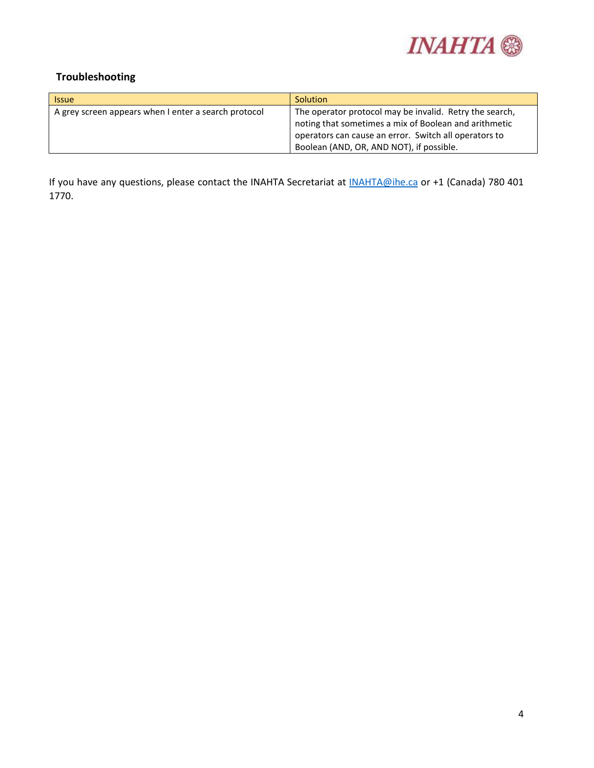## Troubleshooting

| Issue | Solution |
|---|---|
| A grey screen appears when I enter a search protocol | The operator protocol may be invalid. Retry the search, noting that sometimes a mix of Boolean and arithmetic operators can cause an error. Switch all operators to Boolean (AND, OR, AND NOT), if possible. |

If you have any questions, please contact the INAHTA Secretariat at [INAHTA@ihe.ca](mailto:INAHTA@ihe.ca) or +1 (Canada) 780 401 1770.